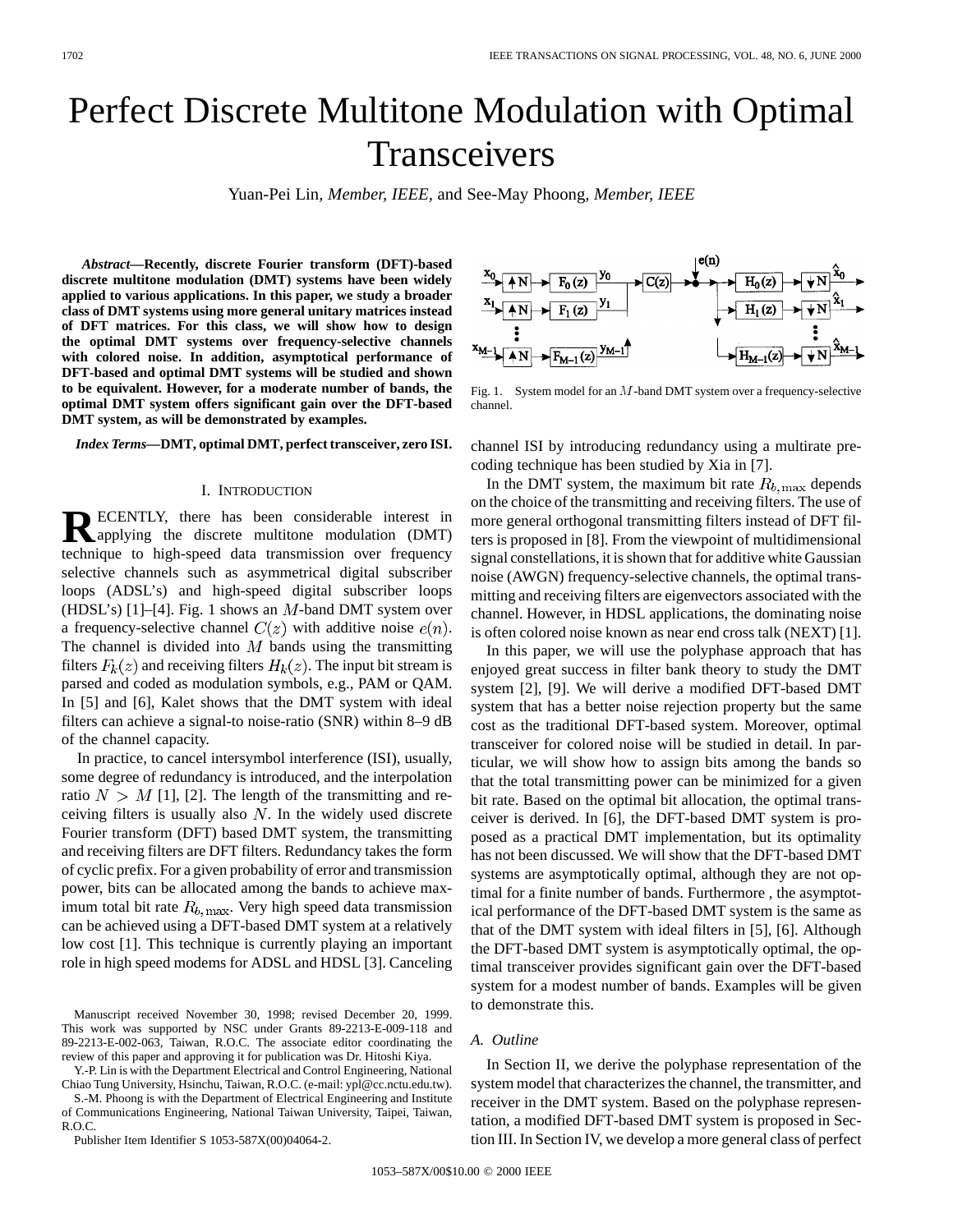# Perfect Discrete Multitone Modulation with Optimal Transceivers

Yuan-Pei Lin, *Member, IEEE*, and See-May Phoong, *Member, IEEE*

***Abstract*—Recently, discrete Fourier transform (DFT)-based discrete multitone modulation (DMT) systems have been widely applied to various applications. In this paper, we study a broader class of DMT systems using more general unitary matrices instead of DFT matrices. For this class, we will show how to design the optimal DMT systems over frequency-selective channels with colored noise. In addition, asymptotical performance of DFT-based and optimal DMT systems will be studied and shown to be equivalent. However, for a moderate number of bands, the optimal DMT system offers significant gain over the DFT-based DMT system, as will be demonstrated by examples.**

***Index Terms*—DMT, optimal DMT, perfect transceiver, zero ISI.**

## I. Introduction

Recently, there has been considerable interest in applying the discrete multitone modulation (DMT) technique to high-speed data transmission over frequency selective channels such as asymmetrical digital subscriber loops (ADSL's) and high-speed digital subscriber loops (HDSL's) [1]–[4]. Fig. 1 shows an $M$-band DMT system over a frequency-selective channel $C(z)$ with additive noise $e(n)$. The channel is divided into $M$ bands using the transmitting filters $F_k(z)$ and receiving filters $H_k(z)$. The input bit stream is parsed and coded as modulation symbols, e.g., PAM or QAM. In [5] and [6], Kalet shows that the DMT system with ideal filters can achieve a signal-to-noise-ratio (SNR) within 8–9 dB of the channel capacity.

In practice, to cancel intersymbol interference (ISI), usually, some degree of redundancy is introduced, and the interpolation ratio $N > M$ [1], [2]. The length of the transmitting and receiving filters is usually also $N$. In the widely used discrete Fourier transform (DFT) based DMT system, the transmitting and receiving filters are DFT filters. Redundancy takes the form of cyclic prefix. For a given probability of error and transmission power, bits can be allocated among the bands to achieve maximum total bit rate $R_{b,\max}$. Very high speed data transmission can be achieved using a DFT-based DMT system at a relatively low cost [1]. This technique is currently playing an important role in high speed modems for ADSL and HDSL [3]. Canceling channel ISI by introducing redundancy using a multirate precoding technique has been studied by Xia in [7].

Fig. 1. System model for an $M$-band DMT system over a frequency-selective channel.

In the DMT system, the maximum bit rate $R_{b,\max}$ depends on the choice of the transmitting and receiving filters. The use of more general orthogonal transmitting filters instead of DFT filters is proposed in [8]. From the viewpoint of multidimensional signal constellations, it is shown that for additive white Gaussian noise (AWGN) frequency-selective channels, the optimal transmitting and receiving filters are eigenvectors associated with the channel. However, in HDSL applications, the dominating noise is often colored noise known as near end cross talk (NEXT) [1].

In this paper, we will use the polyphase approach that has enjoyed great success in filter bank theory to study the DMT system [2], [9]. We will derive a modified DFT-based DMT system that has a better noise rejection property but the same cost as the traditional DFT-based system. Moreover, optimal transceiver for colored noise will be studied in detail. In particular, we will show how to assign bits among the bands so that the total transmitting power can be minimized for a given bit rate. Based on the optimal bit allocation, the optimal transceiver is derived. In [6], the DFT-based DMT system is proposed as a practical DMT implementation, but its optimality has not been discussed. We will show that the DFT-based DMT systems are asymptotically optimal, although they are not optimal for a finite number of bands. Furthermore , the asymptotical performance of the DFT-based DMT system is the same as that of the DMT system with ideal filters in [5], [6]. Although the DFT-based DMT system is asymptotically optimal, the optimal transceiver provides significant gain over the DFT-based system for a modest number of bands. Examples will be given to demonstrate this.

### A. Outline

In Section II, we derive the polyphase representation of the system model that characterizes the channel, the transmitter, and receiver in the DMT system. Based on the polyphase representation, a modified DFT-based DMT system is proposed in Section III. In Section IV, we develop a more general class of perfect

---

Manuscript received November 30, 1998; revised December 20, 1999. This work was supported by NSC under Grants 89-2213-E-009-118 and 89-2213-E-002-063, Taiwan, R.O.C. The associate editor coordinating the review of this paper and approving it for publication was Dr. Hitoshi Kiya.

Y.-P. Lin is with the Department Electrical and Control Engineering, National Chiao Tung University, Hsinchu, Taiwan, R.O.C. (e-mail: ypl@cc.nctu.edu.tw).

S.-M. Phoong is with the Department of Electrical Engineering and Institute of Communications Engineering, National Taiwan University, Taipei, Taiwan, R.O.C.

Publisher Item Identifier S 1053-587X(00)04064-2.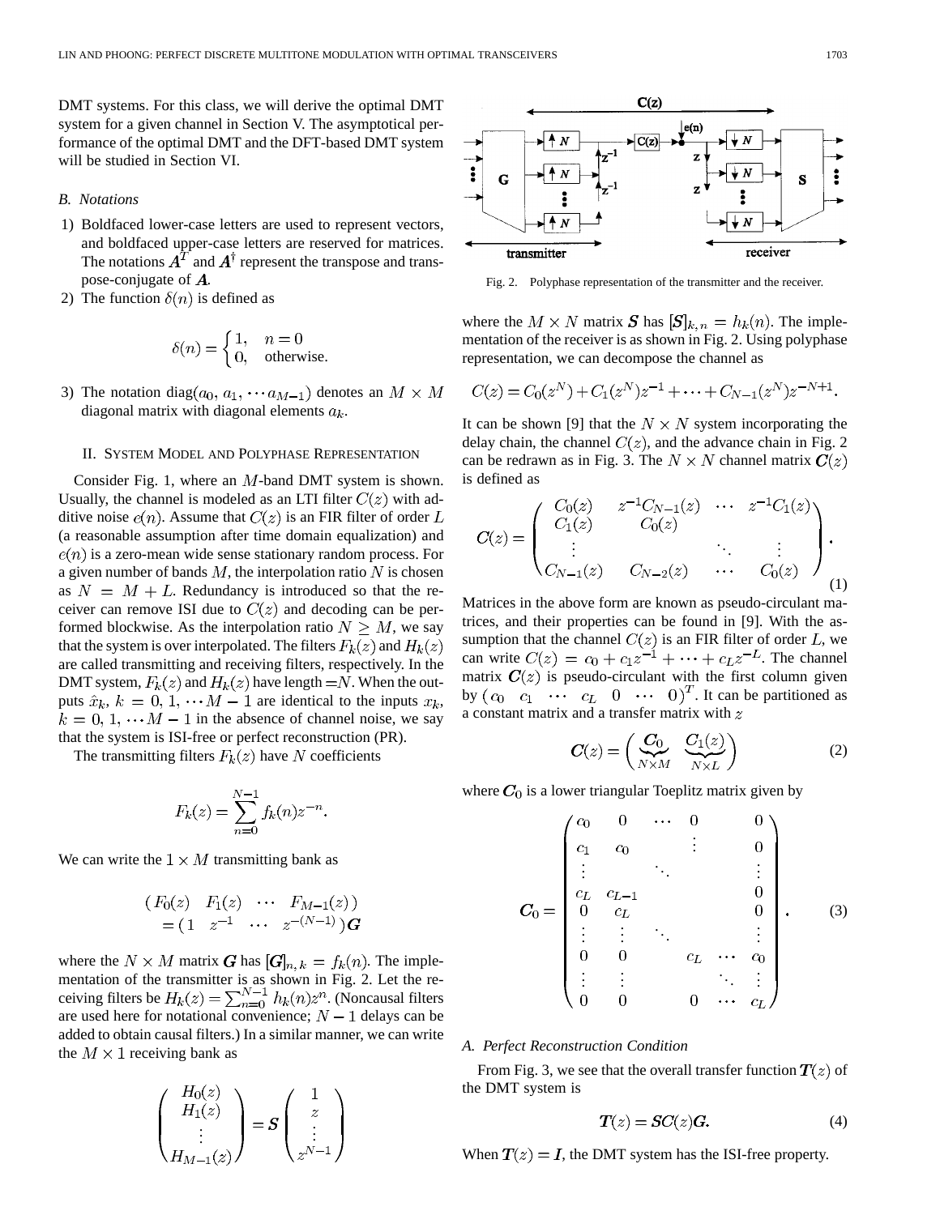DMT systems. For this class, we will derive the optimal DMT system for a given channel in Section V. The asymptotical performance of the optimal DMT and the DFT-based DMT system will be studied in Section VI.

### *B. Notations*

1) Boldfaced lower-case letters are used to represent vectors, and boldfaced upper-case letters are reserved for matrices. The notations $\boldsymbol{A}^T$ and $\boldsymbol{A}^\dagger$ represent the transpose and transpose-conjugate of $\boldsymbol{A}$.
2) The function $\delta(n)$ is defined as

$$\delta(n) = \begin{cases} 1, & n = 0 \\ 0, & \text{otherwise.} \end{cases}$$

3) The notation $\text{diag}(a_0, a_1, \cdots a_{M-1})$ denotes an $M \times M$ diagonal matrix with diagonal elements $a_k$.

## II. System Model and Polyphase Representation

Consider Fig. 1, where an $M$-band DMT system is shown. Usually, the channel is modeled as an LTI filter $C(z)$ with additive noise $e(n)$. Assume that $C(z)$ is an FIR filter of order $L$ (a reasonable assumption after time domain equalization) and $e(n)$ is a zero-mean wide sense stationary random process. For a given number of bands $M$, the interpolation ratio $N$ is chosen as $N = M + L$. Redundancy is introduced so that the receiver can remove ISI due to $C(z)$ and decoding can be performed blockwise. As the interpolation ratio $N \geq M$, we say that the system is over interpolated. The filters $F_k(z)$ and $H_k(z)$ are called transmitting and receiving filters, respectively. In the DMT system, $F_k(z)$ and $H_k(z)$ have length $=N$. When the outputs $\hat{x}_k$, $k = 0, 1, \cdots M-1$ are identical to the inputs $x_k$, $k = 0, 1, \cdots M-1$ in the absence of channel noise, we say that the system is ISI-free or perfect reconstruction (PR).

The transmitting filters $F_k(z)$ have $N$ coefficients

$$F_k(z) = \sum_{n=0}^{N-1} f_k(n) z^{-n}.$$

We can write the $1 \times M$ transmitting bank as

$$\begin{aligned} &( F_0(z) \quad F_1(z) \quad \cdots \quad F_{M-1}(z) ) \\ &= ( 1 \quad z^{-1} \quad \cdots \quad z^{-(N-1)} ) \boldsymbol{G} \end{aligned}$$

where the $N \times M$ matrix $\boldsymbol{G}$ has $[\boldsymbol{G}]_{n,k} = f_k(n)$. The implementation of the transmitter is as shown in Fig. 2. Let the receiving filters be $H_k(z) = \sum_{n=0}^{N-1} h_k(n) z^n$. (Noncausal filters are used here for notational convenience; $N-1$ delays can be added to obtain causal filters.) In a similar manner, we can write the $M \times 1$ receiving bank as

$$\begin{pmatrix} H_0(z) \\ H_1(z) \\ \vdots \\ H_{M-1}(z) \end{pmatrix} = \boldsymbol{S} \begin{pmatrix} 1 \\ z \\ \vdots \\ z^{N-1} \end{pmatrix}$$

Fig. 2. Polyphase representation of the transmitter and the receiver.

where the $M \times N$ matrix $\boldsymbol{S}$ has $[\boldsymbol{S}]_{k,n} = h_k(n)$. The implementation of the receiver is as shown in Fig. 2. Using polyphase representation, we can decompose the channel as

$$C(z) = C_0(z^N) + C_1(z^N)z^{-1} + \cdots + C_{N-1}(z^N)z^{-N+1}.$$

It can be shown [9] that the $N \times N$ system incorporating the delay chain, the channel $C(z)$, and the advance chain in Fig. 2 can be redrawn as in Fig. 3. The $N \times N$ channel matrix $\boldsymbol{C}(z)$ is defined as

$$\boldsymbol{C}(z) = \begin{pmatrix} C_0(z) & z^{-1}C_{N-1}(z) & \cdots & z^{-1}C_1(z) \\ C_1(z) & C_0(z) & & \\ \vdots & & \ddots & \vdots \\ C_{N-1}(z) & C_{N-2}(z) & \cdots & C_0(z) \end{pmatrix}. \tag{1}$$

Matrices in the above form are known as pseudo-circulant matrices, and their properties can be found in [9]. With the assumption that the channel $C(z)$ is an FIR filter of order $L$, we can write $C(z) = c_0 + c_1 z^{-1} + \cdots + c_L z^{-L}$. The channel matrix $\boldsymbol{C}(z)$ is pseudo-circulant with the first column given by $( c_0 \quad c_1 \quad \cdots \quad c_L \quad 0 \quad \cdots \quad 0 )^T$. It can be partitioned as a constant matrix and a transfer matrix with $z$

$$\boldsymbol{C}(z) = \Big( \underbrace{\boldsymbol{C}_0}_{N \times M} \quad \underbrace{\boldsymbol{C}_1(z)}_{N \times L} \Big) \tag{2}$$

where $\boldsymbol{C}_0$ is a lower triangular Toeplitz matrix given by

$$\boldsymbol{C}_0 = \begin{pmatrix} c_0 & 0 & \cdots & 0 & & 0 \\ c_1 & c_0 & & \vdots & & 0 \\ \vdots & & \ddots & & & \vdots \\ c_L & c_{L-1} & & & & 0 \\ 0 & c_L & & & & 0 \\ \vdots & \vdots & \ddots & & & \vdots \\ 0 & 0 & & c_L & \cdots & c_0 \\ \vdots & \vdots & & & \ddots & \vdots \\ 0 & 0 & & 0 & \cdots & c_L \end{pmatrix}. \tag{3}$$

### *A. Perfect Reconstruction Condition*

From Fig. 3, we see that the overall transfer function $\boldsymbol{T}(z)$ of the DMT system is

$$\boldsymbol{T}(z) = \boldsymbol{S}\boldsymbol{C}(z)\boldsymbol{G}. \tag{4}$$

When $\boldsymbol{T}(z) = \boldsymbol{I}$, the DMT system has the ISI-free property.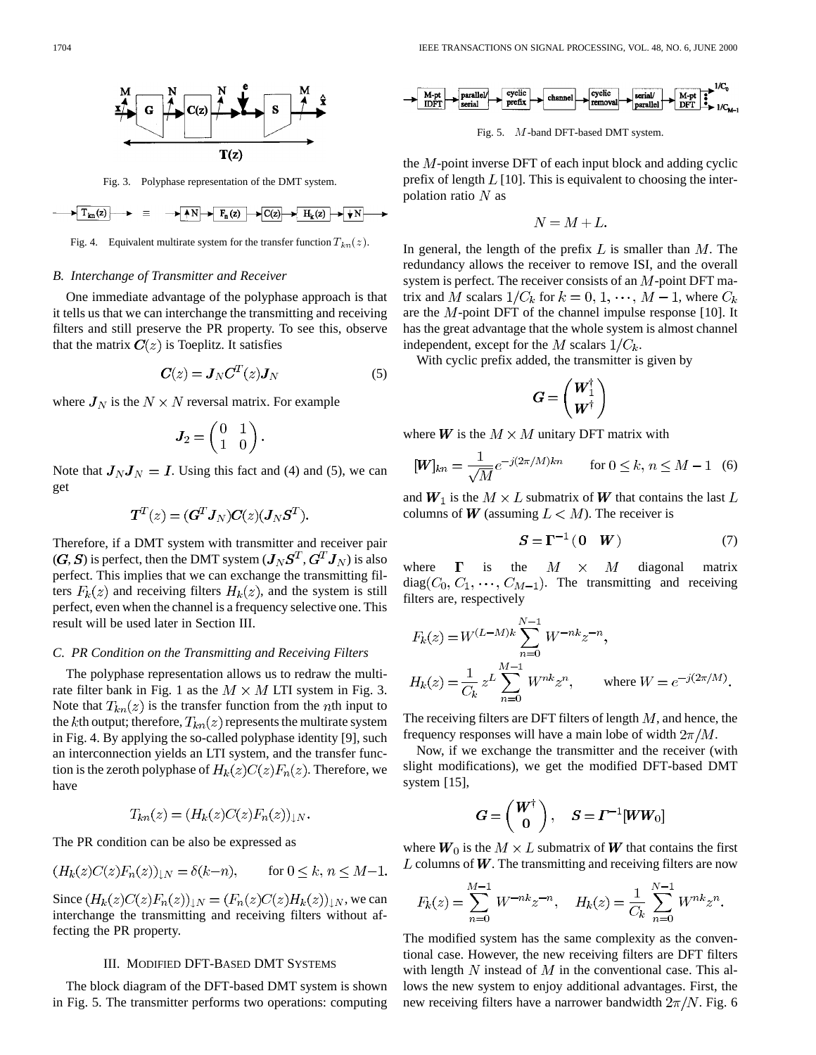Fig. 3. Polyphase representation of the DMT system.

Fig. 4. Equivalent multirate system for the transfer function $T_{kn}(z)$.

### B. Interchange of Transmitter and Receiver

One immediate advantage of the polyphase approach is that it tells us that we can interchange the transmitting and receiving filters and still preserve the PR property. To see this, observe that the matrix $\boldsymbol{C}(z)$ is Toeplitz. It satisfies

$$\boldsymbol{C}(z) = \boldsymbol{J}_N \boldsymbol{C}^T(z) \boldsymbol{J}_N \tag{5}$$

where $\boldsymbol{J}_N$ is the $N \times N$ reversal matrix. For example

$$\boldsymbol{J}_2 = \begin{pmatrix} 0 & 1 \\ 1 & 0 \end{pmatrix}.$$

Note that $\boldsymbol{J}_N \boldsymbol{J}_N = \boldsymbol{I}$. Using this fact and (4) and (5), we can get

$$\boldsymbol{T}^T(z) = (\boldsymbol{G}^T \boldsymbol{J}_N) \boldsymbol{C}(z) (\boldsymbol{J}_N \boldsymbol{S}^T).$$

Therefore, if a DMT system with transmitter and receiver pair $(\boldsymbol{G}, \boldsymbol{S})$ is perfect, then the DMT system $(\boldsymbol{J}_N \boldsymbol{S}^T, \boldsymbol{G}^T \boldsymbol{J}_N)$ is also perfect. This implies that we can exchange the transmitting filters $F_k(z)$ and receiving filters $H_k(z)$, and the system is still perfect, even when the channel is a frequency selective one. This result will be used later in Section III.

### C. PR Condition on the Transmitting and Receiving Filters

The polyphase representation allows us to redraw the multirate filter bank in Fig. 1 as the $M \times M$ LTI system in Fig. 3. Note that $T_{kn}(z)$ is the transfer function from the $n$th input to the $k$th output; therefore, $T_{kn}(z)$ represents the multirate system in Fig. 4. By applying the so-called polyphase identity [9], such an interconnection yields an LTI system, and the transfer function is the zeroth polyphase of $H_k(z)C(z)F_n(z)$. Therefore, we have

$$T_{kn}(z) = (H_k(z)C(z)F_n(z))_{\downarrow N}.$$

The PR condition can be also be expressed as

$$(H_k(z)C(z)F_n(z))_{\downarrow N} = \delta(k-n), \qquad \text{for } 0 \le k, n \le M-1.$$

Since $(H_k(z)C(z)F_n(z))_{\downarrow N} = (F_n(z)C(z)H_k(z))_{\downarrow N}$, we can interchange the transmitting and receiving filters without affecting the PR property.

## III. Modified DFT-Based DMT Systems

The block diagram of the DFT-based DMT system is shown in Fig. 5. The transmitter performs two operations: computing the $M$-point inverse DFT of each input block and adding cyclic prefix of length $L$ [10]. This is equivalent to choosing the interpolation ratio $N$ as

Fig. 5. $M$-band DFT-based DMT system.

$$N = M + L.$$

In general, the length of the prefix $L$ is smaller than $M$. The redundancy allows the receiver to remove ISI, and the overall system is perfect. The receiver consists of an $M$-point DFT matrix and $M$ scalars $1/C_k$ for $k = 0, 1, \cdots, M-1$, where $C_k$ are the $M$-point DFT of the channel impulse response [10]. It has the great advantage that the whole system is almost channel independent, except for the $M$ scalars $1/C_k$.

With cyclic prefix added, the transmitter is given by

$$\boldsymbol{G} = \begin{pmatrix} \boldsymbol{W}_1^\dagger \\ \boldsymbol{W}^\dagger \end{pmatrix}$$

where $\boldsymbol{W}$ is the $M \times M$ unitary DFT matrix with

$$[\boldsymbol{W}]_{kn} = \frac{1}{\sqrt{M}} e^{-j(2\pi/M)kn} \qquad \text{for } 0 \le k, n \le M-1 \tag{6}$$

and $\boldsymbol{W}_1$ is the $M \times L$ submatrix of $\boldsymbol{W}$ that contains the last $L$ columns of $\boldsymbol{W}$ (assuming $L < M$). The receiver is

$$\boldsymbol{S} = \boldsymbol{\Gamma}^{-1} (\boldsymbol{0} \quad \boldsymbol{W}) \tag{7}$$

where $\boldsymbol{\Gamma}$ is the $M \times M$ diagonal matrix $\text{diag}(C_0, C_1, \cdots, C_{M-1})$. The transmitting and receiving filters are, respectively

$$F_k(z) = W^{(L-M)k} \sum_{n=0}^{N-1} W^{-nk} z^{-n},$$

$$H_k(z) = \frac{1}{C_k} z^L \sum_{n=0}^{M-1} W^{nk} z^n, \qquad \text{where } W = e^{-j(2\pi/M)}.$$

The receiving filters are DFT filters of length $M$, and hence, the frequency responses will have a main lobe of width $2\pi/M$.

Now, if we exchange the transmitter and the receiver (with slight modifications), we get the modified DFT-based DMT system [15],

$$\boldsymbol{G} = \begin{pmatrix} \boldsymbol{W}^\dagger \\ \boldsymbol{0} \end{pmatrix}, \quad \boldsymbol{S} = \boldsymbol{\Gamma}^{-1}[\boldsymbol{W}\boldsymbol{W}_0]$$

where $\boldsymbol{W}_0$ is the $M \times L$ submatrix of $\boldsymbol{W}$ that contains the first $L$ columns of $\boldsymbol{W}$. The transmitting and receiving filters are now

$$F_k(z) = \sum_{n=0}^{M-1} W^{-nk} z^{-n}, \quad H_k(z) = \frac{1}{C_k} \sum_{n=0}^{N-1} W^{nk} z^n.$$

The modified system has the same complexity as the conventional case. However, the new receiving filters are DFT filters with length $N$ instead of $M$ in the conventional case. This allows the new system to enjoy additional advantages. First, the new receiving filters have a narrower bandwidth $2\pi/N$. Fig. 6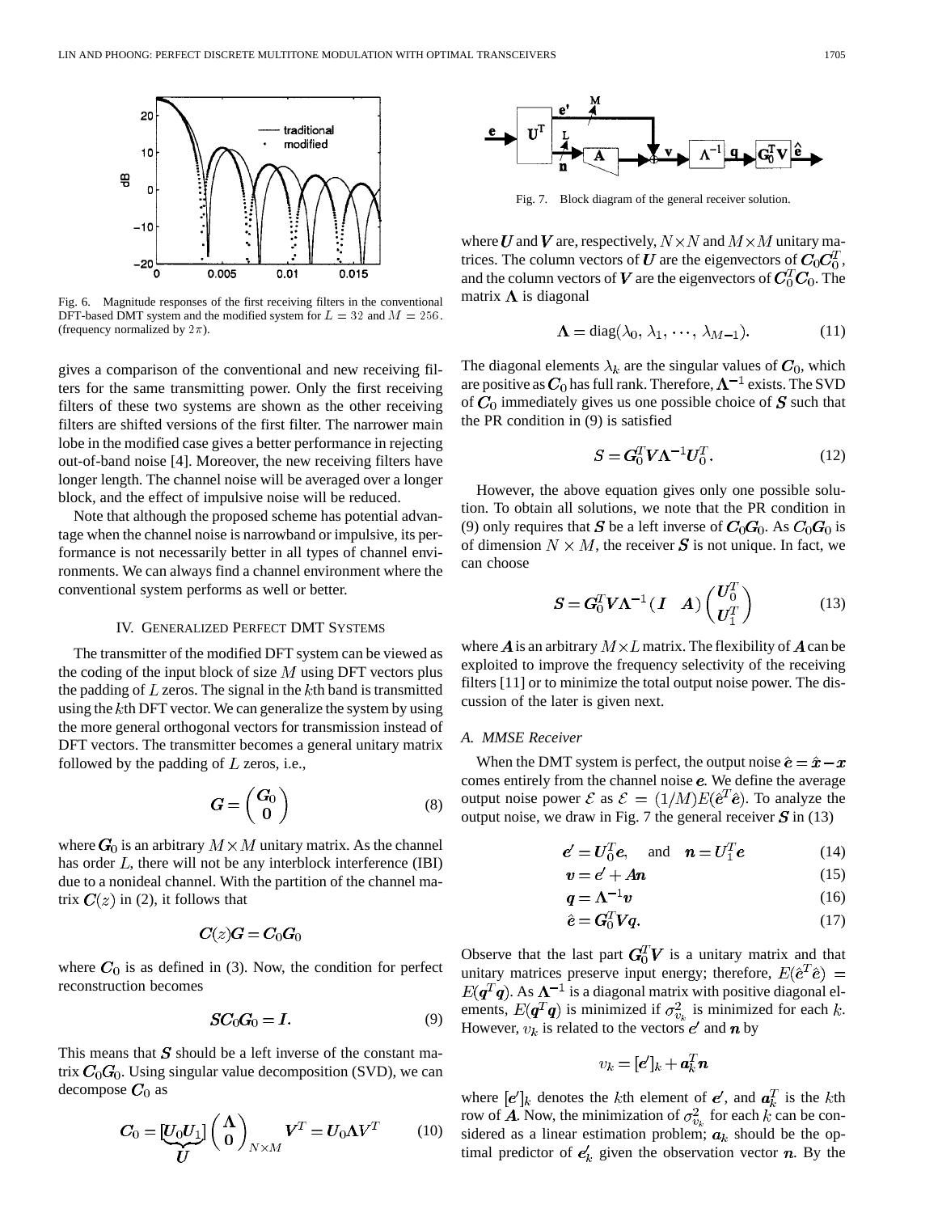Fig. 6. Magnitude responses of the first receiving filters in the conventional DFT-based DMT system and the modified system for $L = 32$ and $M = 256$. (frequency normalized by $2\pi$).

gives a comparison of the conventional and new receiving filters for the same transmitting power. Only the first receiving filters of these two systems are shown as the other receiving filters are shifted versions of the first filter. The narrower main lobe in the modified case gives a better performance in rejecting out-of-band noise [4]. Moreover, the new receiving filters have longer length. The channel noise will be averaged over a longer block, and the effect of impulsive noise will be reduced.

Note that although the proposed scheme has potential advantage when the channel noise is narrowband or impulsive, its performance is not necessarily better in all types of channel environments. We can always find a channel environment where the conventional system performs as well or better.

## IV. Generalized Perfect DMT Systems

The transmitter of the modified DFT system can be viewed as the coding of the input block of size $M$ using DFT vectors plus the padding of $L$ zeros. The signal in the $k$th band is transmitted using the $k$th DFT vector. We can generalize the system by using the more general orthogonal vectors for transmission instead of DFT vectors. The transmitter becomes a general unitary matrix followed by the padding of $L$ zeros, i.e.,

$$\boldsymbol{G} = \begin{pmatrix} \boldsymbol{G}_0 \\ \boldsymbol{0} \end{pmatrix} \tag{8}$$

where $\boldsymbol{G}_0$ is an arbitrary $M \times M$ unitary matrix. As the channel has order $L$, there will not be any interblock interference (IBI) due to a nonideal channel. With the partition of the channel matrix $\boldsymbol{C}(z)$ in (2), it follows that

$$\boldsymbol{C}(z)\boldsymbol{G} = \boldsymbol{C}_0\boldsymbol{G}_0$$

where $\boldsymbol{C}_0$ is as defined in (3). Now, the condition for perfect reconstruction becomes

$$\boldsymbol{S}\boldsymbol{C}_0\boldsymbol{G}_0 = \boldsymbol{I}. \tag{9}$$

This means that $\boldsymbol{S}$ should be a left inverse of the constant matrix $\boldsymbol{C}_0\boldsymbol{G}_0$. Using singular value decomposition (SVD), we can decompose $\boldsymbol{C}_0$ as

$$\boldsymbol{C}_0 = \underbrace{[\boldsymbol{U}_0 \boldsymbol{U}_1]}_{\boldsymbol{U}} \begin{pmatrix} \boldsymbol{\Lambda} \\ \boldsymbol{0} \end{pmatrix}_{N \times M} \boldsymbol{V}^T = \boldsymbol{U}_0 \boldsymbol{\Lambda} \boldsymbol{V}^T \tag{10}$$

Fig. 7. Block diagram of the general receiver solution.

where $\boldsymbol{U}$ and $\boldsymbol{V}$ are, respectively, $N \times N$ and $M \times M$ unitary matrices. The column vectors of $\boldsymbol{U}$ are the eigenvectors of $\boldsymbol{C}_0\boldsymbol{C}_0^T$, and the column vectors of $\boldsymbol{V}$ are the eigenvectors of $\boldsymbol{C}_0^T\boldsymbol{C}_0$. The matrix $\boldsymbol{\Lambda}$ is diagonal

$$\boldsymbol{\Lambda} = \operatorname{diag}(\lambda_0, \lambda_1, \cdots, \lambda_{M-1}). \tag{11}$$

The diagonal elements $\lambda_k$ are the singular values of $\boldsymbol{C}_0$, which are positive as $\boldsymbol{C}_0$ has full rank. Therefore, $\boldsymbol{\Lambda}^{-1}$ exists. The SVD of $\boldsymbol{C}_0$ immediately gives us one possible choice of $\boldsymbol{S}$ such that the PR condition in (9) is satisfied

$$\boldsymbol{S} = \boldsymbol{G}_0^T \boldsymbol{V} \boldsymbol{\Lambda}^{-1} \boldsymbol{U}_0^T. \tag{12}$$

However, the above equation gives only one possible solution. To obtain all solutions, we note that the PR condition in (9) only requires that $\boldsymbol{S}$ be a left inverse of $\boldsymbol{C}_0\boldsymbol{G}_0$. As $\boldsymbol{C}_0\boldsymbol{G}_0$ is of dimension $N \times M$, the receiver $\boldsymbol{S}$ is not unique. In fact, we can choose

$$\boldsymbol{S} = \boldsymbol{G}_0^T \boldsymbol{V} \boldsymbol{\Lambda}^{-1} (\boldsymbol{I} \quad \boldsymbol{A}) \begin{pmatrix} \boldsymbol{U}_0^T \\ \boldsymbol{U}_1^T \end{pmatrix} \tag{13}$$

where $\boldsymbol{A}$ is an arbitrary $M \times L$ matrix. The flexibility of $\boldsymbol{A}$ can be exploited to improve the frequency selectivity of the receiving filters [11] or to minimize the total output noise power. The discussion of the later is given next.

### A. MMSE Receiver

When the DMT system is perfect, the output noise $\hat{\boldsymbol{e}} = \hat{\boldsymbol{x}} - \boldsymbol{x}$ comes entirely from the channel noise $\boldsymbol{e}$. We define the average output noise power $\mathcal{E}$ as $\mathcal{E} = (1/M)E(\hat{\boldsymbol{e}}^T\hat{\boldsymbol{e}})$. To analyze the output noise, we draw in Fig. 7 the general receiver $\boldsymbol{S}$ in (13)

$$\boldsymbol{e}' = \boldsymbol{U}_0^T \boldsymbol{e}, \quad \text{and} \quad \boldsymbol{n} = \boldsymbol{U}_1^T \boldsymbol{e} \tag{14}$$

$$\boldsymbol{v} = \boldsymbol{e}' + \boldsymbol{A}\boldsymbol{n} \tag{15}$$

$$\boldsymbol{q} = \boldsymbol{\Lambda}^{-1}\boldsymbol{v} \tag{16}$$

$$\hat{\boldsymbol{e}} = \boldsymbol{G}_0^T \boldsymbol{V} \boldsymbol{q}. \tag{17}$$

Observe that the last part $\boldsymbol{G}_0^T\boldsymbol{V}$ is a unitary matrix and that unitary matrices preserve input energy; therefore, $E(\hat{\boldsymbol{e}}^T\hat{\boldsymbol{e}}) = E(\boldsymbol{q}^T\boldsymbol{q})$. As $\boldsymbol{\Lambda}^{-1}$ is a diagonal matrix with positive diagonal elements, $E(\boldsymbol{q}^T\boldsymbol{q})$ is minimized if $\sigma_{v_k}^2$ is minimized for each $k$. However, $v_k$ is related to the vectors $\boldsymbol{e}'$ and $\boldsymbol{n}$ by

$$v_k = [\boldsymbol{e}']_k + \boldsymbol{a}_k^T \boldsymbol{n}$$

where $[\boldsymbol{e}']_k$ denotes the $k$th element of $\boldsymbol{e}'$, and $\boldsymbol{a}_k^T$ is the $k$th row of $\boldsymbol{A}$. Now, the minimization of $\sigma_{v_k}^2$ for each $k$ can be considered as a linear estimation problem; $\boldsymbol{a}_k$ should be the optimal predictor of $\boldsymbol{e}_k'$ given the observation vector $\boldsymbol{n}$. By the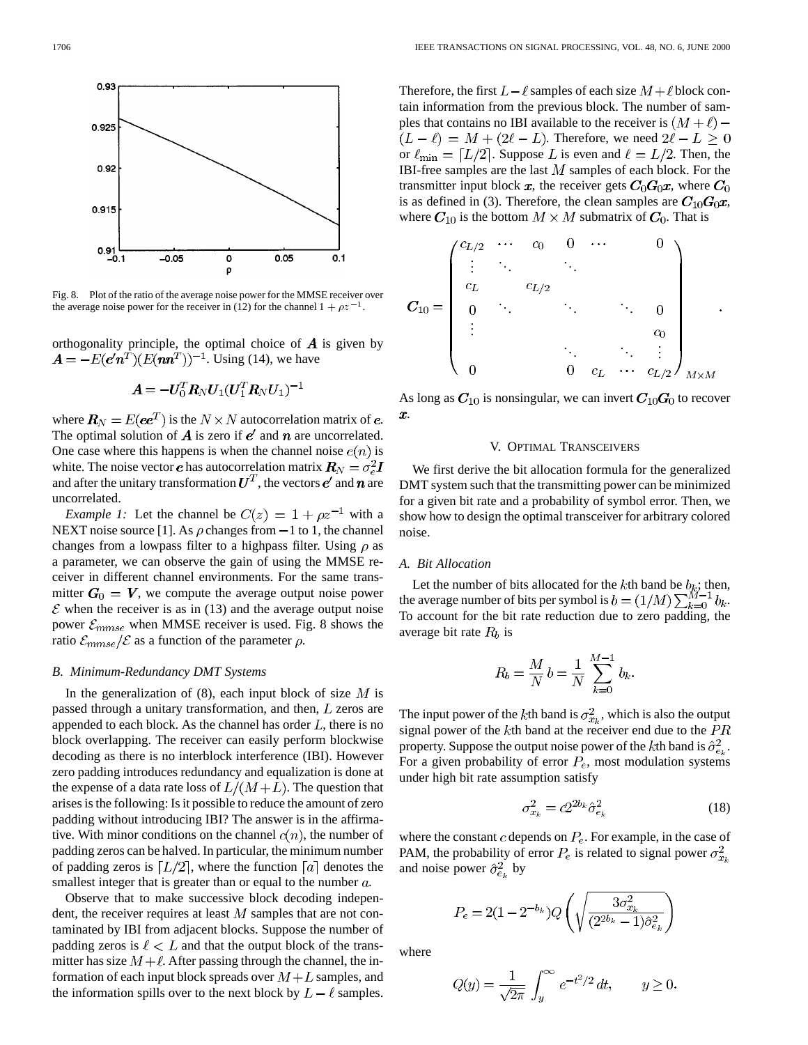Fig. 8. Plot of the ratio of the average noise power for the MMSE receiver over the average noise power for the receiver in (12) for the channel $1 + \rho z^{-1}$.

orthogonality principle, the optimal choice of $\boldsymbol{A}$ is given by $\boldsymbol{A} = -E(\boldsymbol{e}'\boldsymbol{n}^T)(E(\boldsymbol{n}\boldsymbol{n}^T))^{-1}$. Using (14), we have

$$\boldsymbol{A} = -\boldsymbol{U}_0^T \boldsymbol{R}_N \boldsymbol{U}_1 (\boldsymbol{U}_1^T \boldsymbol{R}_N \boldsymbol{U}_1)^{-1}$$

where $\boldsymbol{R}_N = E(\boldsymbol{e}\boldsymbol{e}^T)$ is the $N \times N$ autocorrelation matrix of $\boldsymbol{e}$. The optimal solution of $\boldsymbol{A}$ is zero if $\boldsymbol{e}'$ and $\boldsymbol{n}$ are uncorrelated. One case where this happens is when the channel noise $e(n)$ is white. The noise vector $\boldsymbol{e}$ has autocorrelation matrix $\boldsymbol{R}_N = \sigma_e^2 \boldsymbol{I}$ and after the unitary transformation $\boldsymbol{U}^T$, the vectors $\boldsymbol{e}'$ and $\boldsymbol{n}$ are uncorrelated.

*Example 1:* Let the channel be $C(z) = 1 + \rho z^{-1}$ with a NEXT noise source [1]. As $\rho$ changes from $-1$ to 1, the channel changes from a lowpass filter to a highpass filter. Using $\rho$ as a parameter, we can observe the gain of using the MMSE receiver in different channel environments. For the same transmitter $\boldsymbol{G}_0 = \boldsymbol{V}$, we compute the average output noise power $\mathcal{E}$ when the receiver is as in (13) and the average output noise power $\mathcal{E}_{mmse}$ when MMSE receiver is used. Fig. 8 shows the ratio $\mathcal{E}_{mmse}/\mathcal{E}$ as a function of the parameter $\rho$.

### B. Minimum-Redundancy DMT Systems

In the generalization of (8), each input block of size $M$ is passed through a unitary transformation, and then, $L$ zeros are appended to each block. As the channel has order $L$, there is no block overlapping. The receiver can easily perform blockwise decoding as there is no interblock interference (IBI). However zero padding introduces redundancy and equalization is done at the expense of a data rate loss of $L/(M+L)$. The question that arises is the following: Is it possible to reduce the amount of zero padding without introducing IBI? The answer is in the affirmative. With minor conditions on the channel $c(n)$, the number of padding zeros can be halved. In particular, the minimum number of padding zeros is $\lceil L/2 \rceil$, where the function $\lceil a \rceil$ denotes the smallest integer that is greater than or equal to the number $a$.

Observe that to make successive block decoding independent, the receiver requires at least $M$ samples that are not contaminated by IBI from adjacent blocks. Suppose the number of padding zeros is $\ell < L$ and that the output block of the transmitter has size $M + \ell$. After passing through the channel, the information of each input block spreads over $M + L$ samples, and the information spills over to the next block by $L - \ell$ samples. Therefore, the first $L - \ell$ samples of each size $M + \ell$ block contain information from the previous block. The number of samples that contains no IBI available to the receiver is $(M + \ell) - (L - \ell) = M + (2\ell - L)$. Therefore, we need $2\ell - L \geq 0$ or $\ell_{\min} = \lceil L/2 \rceil$. Suppose $L$ is even and $\ell = L/2$. Then, the IBI-free samples are the last $M$ samples of each block. For the transmitter input block $\boldsymbol{x}$, the receiver gets $\boldsymbol{C}_0 \boldsymbol{G}_0 \boldsymbol{x}$, where $\boldsymbol{C}_0$ is as defined in (3). Therefore, the clean samples are $\boldsymbol{C}_{10} \boldsymbol{G}_0 \boldsymbol{x}$, where $\boldsymbol{C}_{10}$ is the bottom $M \times M$ submatrix of $\boldsymbol{C}_0$. That is

$$\boldsymbol{C}_{10} = \begin{pmatrix} c_{L/2} & \cdots & c_0 & 0 & \cdots & & 0 \\ \vdots & \ddots & & \ddots & & & \\ c_L & & c_{L/2} & & & & \\ 0 & \ddots & & \ddots & & \ddots & 0 \\ \vdots & & & & & & c_0 \\ & & & \ddots & & \ddots & \vdots \\ 0 & & & 0 & c_L & \cdots & c_{L/2} \end{pmatrix}_{M \times M}.$$

As long as $\boldsymbol{C}_{10}$ is nonsingular, we can invert $\boldsymbol{C}_{10} \boldsymbol{G}_0$ to recover $\boldsymbol{x}$.

## V. Optimal Transceivers

We first derive the bit allocation formula for the generalized DMT system such that the transmitting power can be minimized for a given bit rate and a probability of symbol error. Then, we show how to design the optimal transceiver for arbitrary colored noise.

### A. Bit Allocation

Let the number of bits allocated for the $k$th band be $b_k$; then, the average number of bits per symbol is $b = (1/M) \sum_{k=0}^{M-1} b_k$. To account for the bit rate reduction due to zero padding, the average bit rate $R_b$ is

$$R_b = \frac{M}{N} b = \frac{1}{N} \sum_{k=0}^{M-1} b_k.$$

The input power of the $k$th band is $\sigma_{x_k}^2$, which is also the output signal power of the $k$th band at the receiver end due to the $PR$ property. Suppose the output noise power of the $k$th band is $\hat{\sigma}_{e_k}^2$. For a given probability of error $P_e$, most modulation systems under high bit rate assumption satisfy

$$\sigma_{x_k}^2 = c 2^{2b_k} \hat{\sigma}_{e_k}^2 \tag{18}$$

where the constant $c$ depends on $P_e$. For example, in the case of PAM, the probability of error $P_e$ is related to signal power $\sigma_{x_k}^2$ and noise power $\hat{\sigma}_{e_k}^2$ by

$$P_e = 2(1 - 2^{-b_k}) Q\left( \sqrt{\frac{3\sigma_{x_k}^2}{(2^{2b_k} - 1)\hat{\sigma}_{e_k}^2}} \right)$$

where

$$Q(y) = \frac{1}{\sqrt{2\pi}} \int_y^\infty e^{-t^2/2} \, dt, \qquad y \geq 0.$$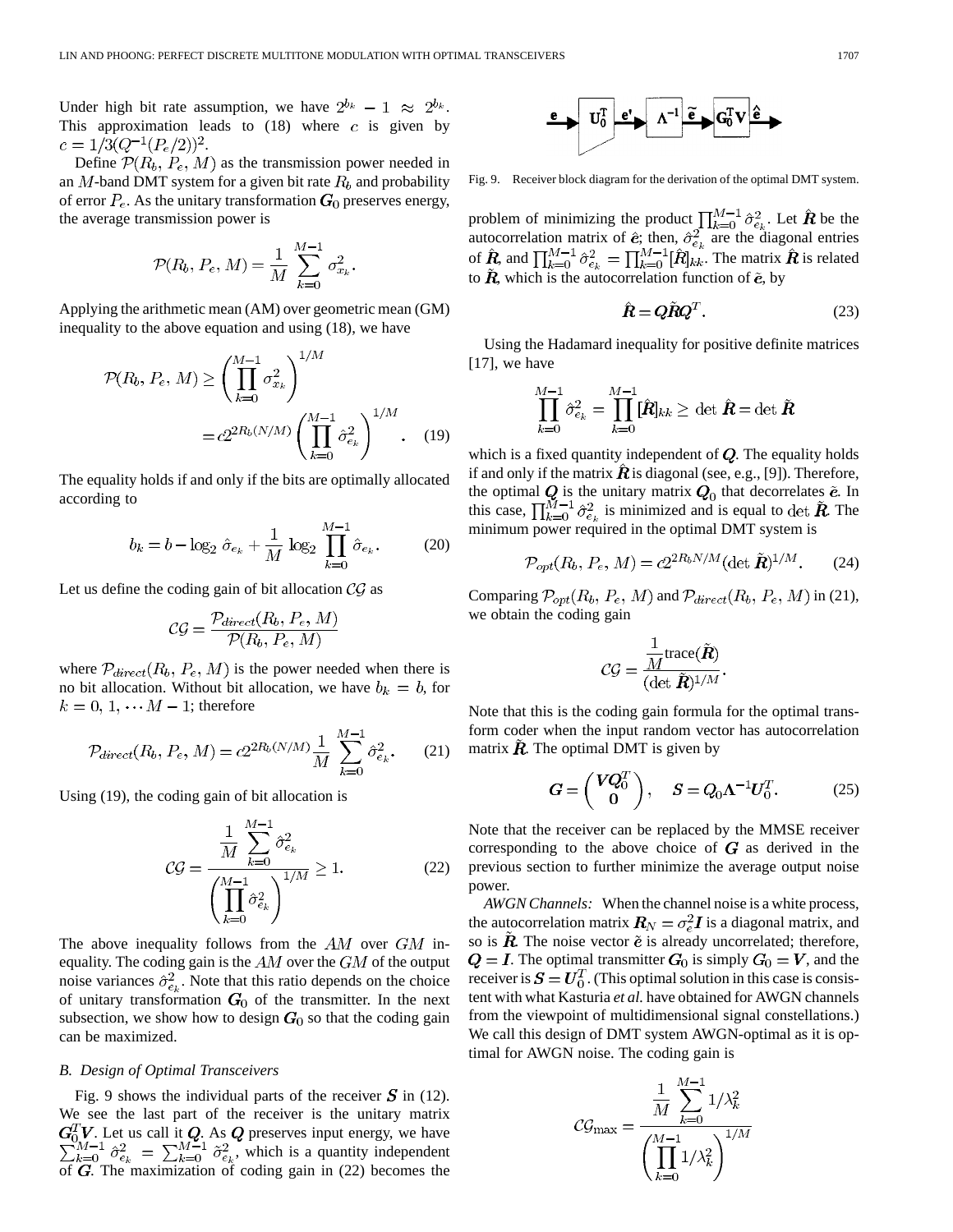Under high bit rate assumption, we have $2^{b_k} - 1 \approx 2^{b_k}$. This approximation leads to (18) where $c$ is given by $c = 1/3(Q^{-1}(P_e/2))^2$.

Define $\mathcal{P}(R_b, P_e, M)$ as the transmission power needed in an $M$-band DMT system for a given bit rate $R_b$ and probability of error $P_e$. As the unitary transformation $\boldsymbol{G}_0$ preserves energy, the average transmission power is

$$\mathcal{P}(R_b, P_e, M) = \frac{1}{M} \sum_{k=0}^{M-1} \sigma_{x_k}^2.$$

Applying the arithmetic mean (AM) over geometric mean (GM) inequality to the above equation and using (18), we have

$$\mathcal{P}(R_b, P_e, M) \geq \left( \prod_{k=0}^{M-1} \sigma_{x_k}^2 \right)^{1/M} = c2^{2R_b(N/M)} \left( \prod_{k=0}^{M-1} \hat{\sigma}_{e_k}^2 \right)^{1/M}. \quad (19)$$

The equality holds if and only if the bits are optimally allocated according to

$$b_k = b - \log_2 \hat{\sigma}_{e_k} + \frac{1}{M} \log_2 \prod_{k=0}^{M-1} \hat{\sigma}_{e_k}. \quad (20)$$

Let us define the coding gain of bit allocation $\mathcal{CG}$ as

$$\mathcal{CG} = \frac{\mathcal{P}_{direct}(R_b, P_e, M)}{\mathcal{P}(R_b, P_e, M)}$$

where $\mathcal{P}_{direct}(R_b, P_e, M)$ is the power needed when there is no bit allocation. Without bit allocation, we have $b_k = b$, for $k = 0, 1, \cdots M-1$; therefore

$$\mathcal{P}_{direct}(R_b, P_e, M) = c2^{2R_b(N/M)} \frac{1}{M} \sum_{k=0}^{M-1} \hat{\sigma}_{e_k}^2. \quad (21)$$

Using (19), the coding gain of bit allocation is

$$\mathcal{CG} = \frac{\frac{1}{M} \sum_{k=0}^{M-1} \hat{\sigma}_{e_k}^2}{\left( \prod_{k=0}^{M-1} \hat{\sigma}_{e_k}^2 \right)^{1/M}} \geq 1. \quad (22)$$

The above inequality follows from the $AM$ over $GM$ inequality. The coding gain is the $AM$ over the $GM$ of the output noise variances $\hat{\sigma}_{e_k}^2$. Note that this ratio depends on the choice of unitary transformation $\boldsymbol{G}_0$ of the transmitter. In the next subsection, we show how to design $\boldsymbol{G}_0$ so that the coding gain can be maximized.

### B. Design of Optimal Transceivers

Fig. 9 shows the individual parts of the receiver $\boldsymbol{S}$ in (12). We see the last part of the receiver is the unitary matrix $\boldsymbol{G}_0^T \boldsymbol{V}$. Let us call it $\boldsymbol{Q}$. As $\boldsymbol{Q}$ preserves input energy, we have $\sum_{k=0}^{M-1} \hat{\sigma}_{e_k}^2 = \sum_{k=0}^{M-1} \tilde{\sigma}_{e_k}^2$, which is a quantity independent of $\boldsymbol{G}$. The maximization of coding gain in (22) becomes the problem of minimizing the product $\prod_{k=0}^{M-1} \hat{\sigma}_{e_k}^2$. Let $\hat{\boldsymbol{R}}$ be the autocorrelation matrix of $\hat{\boldsymbol{e}}$; then, $\hat{\sigma}_{e_k}^2$ are the diagonal entries of $\hat{\boldsymbol{R}}$, and $\prod_{k=0}^{M-1} \hat{\sigma}_{e_k}^2 = \prod_{k=0}^{M-1} [\hat{\boldsymbol{R}}]_{kk}$. The matrix $\hat{\boldsymbol{R}}$ is related to $\tilde{\boldsymbol{R}}$, which is the autocorrelation function of $\tilde{\boldsymbol{e}}$, by

$$\hat{\boldsymbol{R}} = \boldsymbol{Q} \tilde{\boldsymbol{R}} \boldsymbol{Q}^T. \quad (23)$$

Fig. 9. Receiver block diagram for the derivation of the optimal DMT system.

Using the Hadamard inequality for positive definite matrices [17], we have

$$\prod_{k=0}^{M-1} \hat{\sigma}_{e_k}^2 = \prod_{k=0}^{M-1} [\hat{\boldsymbol{R}}]_{kk} \geq \det \hat{\boldsymbol{R}} = \det \tilde{\boldsymbol{R}}$$

which is a fixed quantity independent of $\boldsymbol{Q}$. The equality holds if and only if the matrix $\hat{\boldsymbol{R}}$ is diagonal (see, e.g., [9]). Therefore, the optimal $\boldsymbol{Q}$ is the unitary matrix $\boldsymbol{Q}_0$ that decorrelates $\tilde{\boldsymbol{e}}$. In this case, $\prod_{k=0}^{M-1} \hat{\sigma}_{e_k}^2$ is minimized and is equal to $\det \tilde{\boldsymbol{R}}$. The minimum power required in the optimal DMT system is

$$\mathcal{P}_{opt}(R_b, P_e, M) = c2^{2R_b N/M} (\det \tilde{\boldsymbol{R}})^{1/M}. \quad (24)$$

Comparing $\mathcal{P}_{opt}(R_b, P_e, M)$ and $\mathcal{P}_{direct}(R_b, P_e, M)$ in (21), we obtain the coding gain

$$\mathcal{CG} = \frac{\frac{1}{M}\text{trace}(\tilde{\boldsymbol{R}})}{(\det \tilde{\boldsymbol{R}})^{1/M}}.$$

Note that this is the coding gain formula for the optimal transform coder when the input random vector has autocorrelation matrix $\tilde{\boldsymbol{R}}$. The optimal DMT is given by

$$\boldsymbol{G} = \begin{pmatrix} \boldsymbol{V}\boldsymbol{Q}_0^T \\ \boldsymbol{0} \end{pmatrix}, \quad \boldsymbol{S} = \boldsymbol{Q}_0 \boldsymbol{\Lambda}^{-1} \boldsymbol{U}_0^T. \quad (25)$$

Note that the receiver can be replaced by the MMSE receiver corresponding to the above choice of $\boldsymbol{G}$ as derived in the previous section to further minimize the average output noise power.

*AWGN Channels:* When the channel noise is a white process, the autocorrelation matrix $\boldsymbol{R}_N = \sigma_e^2 \boldsymbol{I}$ is a diagonal matrix, and so is $\tilde{\boldsymbol{R}}$. The noise vector $\tilde{\boldsymbol{e}}$ is already uncorrelated; therefore, $\boldsymbol{Q} = \boldsymbol{I}$. The optimal transmitter $\boldsymbol{G}_0$ is simply $\boldsymbol{G}_0 = \boldsymbol{V}$, and the receiver is $\boldsymbol{S} = \boldsymbol{U}_0^T$. (This optimal solution in this case is consistent with what Kasturia *et al.* have obtained for AWGN channels from the viewpoint of multidimensional signal constellations.) We call this design of DMT system AWGN-optimal as it is optimal for AWGN noise. The coding gain is

$$\mathcal{CG}_{\max} = \frac{\frac{1}{M} \sum_{k=0}^{M-1} 1/\lambda_k^2}{\left( \prod_{k=0}^{M-1} 1/\lambda_k^2 \right)^{1/M}}$$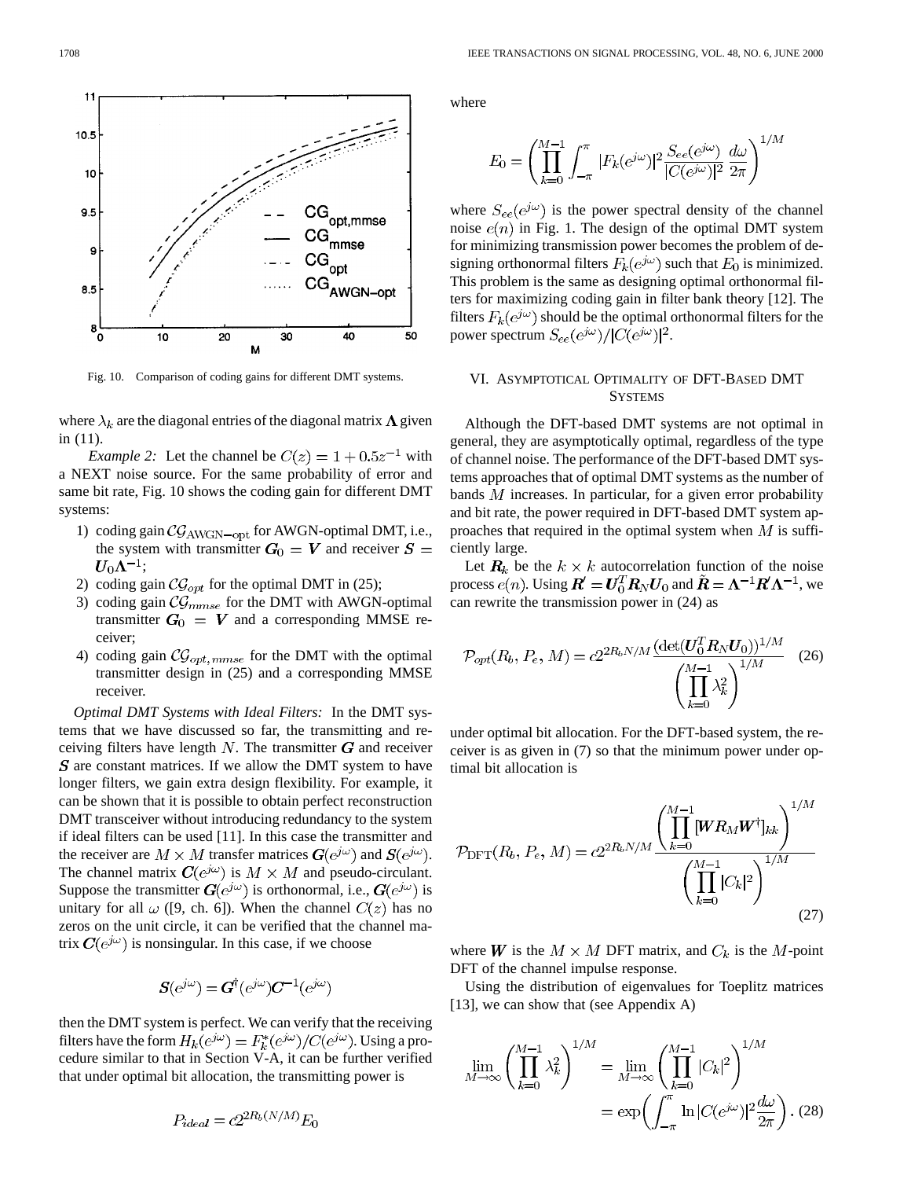Fig. 10. Comparison of coding gains for different DMT systems.

where $\lambda_k$ are the diagonal entries of the diagonal matrix $\boldsymbol{\Lambda}$ given in (11).

*Example 2:* Let the channel be $C(z) = 1 + 0.5z^{-1}$ with a NEXT noise source. For the same probability of error and same bit rate, Fig. 10 shows the coding gain for different DMT systems:

1) coding gain $\mathcal{CG}_{\text{AWGN-opt}}$ for AWGN-optimal DMT, i.e., the system with transmitter $\boldsymbol{G}_0 = \boldsymbol{V}$ and receiver $\boldsymbol{S} = \boldsymbol{U}_0\boldsymbol{\Lambda}^{-1}$;
2) coding gain $\mathcal{CG}_{opt}$ for the optimal DMT in (25);
3) coding gain $\mathcal{CG}_{mmse}$ for the DMT with AWGN-optimal transmitter $\boldsymbol{G}_0 = \boldsymbol{V}$ and a corresponding MMSE receiver;
4) coding gain $\mathcal{CG}_{opt,mmse}$ for the DMT with the optimal transmitter design in (25) and a corresponding MMSE receiver.

*Optimal DMT Systems with Ideal Filters:* In the DMT systems that we have discussed so far, the transmitting and receiving filters have length $N$. The transmitter $\boldsymbol{G}$ and receiver $\boldsymbol{S}$ are constant matrices. If we allow the DMT system to have longer filters, we gain extra design flexibility. For example, it can be shown that it is possible to obtain perfect reconstruction DMT transceiver without introducing redundancy to the system if ideal filters can be used [11]. In this case the transmitter and the receiver are $M \times M$ transfer matrices $\boldsymbol{G}(e^{j\omega})$ and $\boldsymbol{S}(e^{j\omega})$. The channel matrix $\boldsymbol{C}(e^{j\omega})$ is $M \times M$ and pseudo-circulant. Suppose the transmitter $\boldsymbol{G}(e^{j\omega})$ is orthonormal, i.e., $\boldsymbol{G}(e^{j\omega})$ is unitary for all $\omega$ ([9, ch. 6]). When the channel $C(z)$ has no zeros on the unit circle, it can be verified that the channel matrix $\boldsymbol{C}(e^{j\omega})$ is nonsingular. In this case, if we choose

$$\boldsymbol{S}(e^{j\omega}) = \boldsymbol{G}^{\dagger}(e^{j\omega})\boldsymbol{C}^{-1}(e^{j\omega})$$

then the DMT system is perfect. We can verify that the receiving filters have the form $H_k(e^{j\omega}) = F_k^*(e^{j\omega})/C(e^{j\omega})$. Using a procedure similar to that in Section V-A, it can be further verified that under optimal bit allocation, the transmitting power is

$$P_{ideal} = c2^{2R_b(N/M)}E_0$$

where

$$E_0 = \left(\prod_{k=0}^{M-1} \int_{-\pi}^{\pi} |F_k(e^{j\omega})|^2 \frac{S_{ee}(e^{j\omega})}{|C(e^{j\omega})|^2} \frac{d\omega}{2\pi}\right)^{1/M}$$

where $S_{ee}(e^{j\omega})$ is the power spectral density of the channel noise $e(n)$ in Fig. 1. The design of the optimal DMT system for minimizing transmission power becomes the problem of designing orthonormal filters $F_k(e^{j\omega})$ such that $E_0$ is minimized. This problem is the same as designing optimal orthonormal filters for maximizing coding gain in filter bank theory [12]. The filters $F_k(e^{j\omega})$ should be the optimal orthonormal filters for the power spectrum $S_{ee}(e^{j\omega})/|C(e^{j\omega})|^2$.

## VI. Asymptotical Optimality of DFT-Based DMT Systems

Although the DFT-based DMT systems are not optimal in general, they are asymptotically optimal, regardless of the type of channel noise. The performance of the DFT-based DMT systems approaches that of optimal DMT systems as the number of bands $M$ increases. In particular, for a given error probability and bit rate, the power required in DFT-based DMT system approaches that required in the optimal system when $M$ is sufficiently large.

Let $\boldsymbol{R}_k$ be the $k \times k$ autocorrelation function of the noise process $e(n)$. Using $\boldsymbol{R}' = \boldsymbol{U}_0^T\boldsymbol{R}_N\boldsymbol{U}_0$ and $\tilde{\boldsymbol{R}} = \boldsymbol{\Lambda}^{-1}\boldsymbol{R}'\boldsymbol{\Lambda}^{-1}$, we can rewrite the transmission power in (24) as

$$\mathcal{P}_{opt}(R_b, P_e, M) = c2^{2R_bN/M} \frac{(\det(\boldsymbol{U}_0^T\boldsymbol{R}_N\boldsymbol{U}_0))^{1/M}}{\left(\prod_{k=0}^{M-1} \lambda_k^2\right)^{1/M}} \quad (26)$$

under optimal bit allocation. For the DFT-based system, the receiver is as given in (7) so that the minimum power under optimal bit allocation is

$$\mathcal{P}_{\text{DFT}}(R_b, P_e, M) = c2^{2R_bN/M} \frac{\left(\prod_{k=0}^{M-1} [\boldsymbol{W}\boldsymbol{R}_M\boldsymbol{W}^{\dagger}]_{kk}\right)^{1/M}}{\left(\prod_{k=0}^{M-1} |C_k|^2\right)^{1/M}} \quad (27)$$

where $\boldsymbol{W}$ is the $M \times M$ DFT matrix, and $C_k$ is the $M$-point DFT of the channel impulse response.

Using the distribution of eigenvalues for Toeplitz matrices [13], we can show that (see Appendix A)

$$\lim_{M\to\infty} \left(\prod_{k=0}^{M-1} \lambda_k^2\right)^{1/M} = \lim_{M\to\infty} \left(\prod_{k=0}^{M-1} |C_k|^2\right)^{1/M} = \exp\left(\int_{-\pi}^{\pi} \ln|C(e^{j\omega})|^2 \frac{d\omega}{2\pi}\right). \quad (28)$$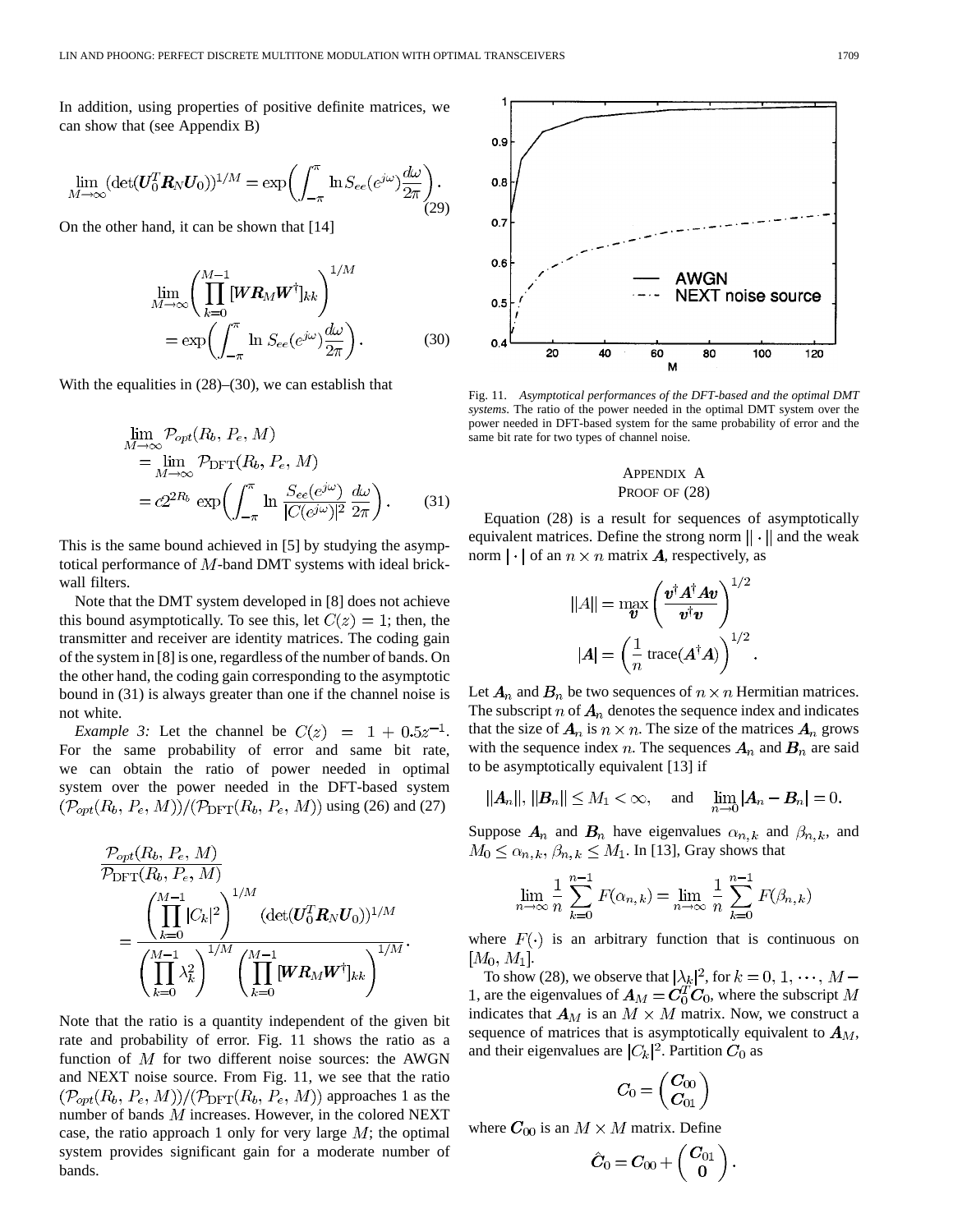In addition, using properties of positive definite matrices, we can show that (see Appendix B)

$$\lim_{M\to\infty}(\det(\boldsymbol{U}_0^T\boldsymbol{R}_N\boldsymbol{U}_0))^{1/M} = \exp\left(\int_{-\pi}^{\pi}\ln S_{ee}(e^{j\omega})\frac{d\omega}{2\pi}\right). \tag{29}$$

On the other hand, it can be shown that [14]

$$\lim_{M\to\infty}\left(\prod_{k=0}^{M-1}[\boldsymbol{W}\boldsymbol{R}_M\boldsymbol{W}^\dagger]_{kk}\right)^{1/M} = \exp\left(\int_{-\pi}^{\pi}\ln S_{ee}(e^{j\omega})\frac{d\omega}{2\pi}\right). \tag{30}$$

With the equalities in (28)–(30), we can establish that

$$\begin{aligned}\lim_{M\to\infty}\mathcal{P}_{opt}(R_b, P_e, M) &= \lim_{M\to\infty}\mathcal{P}_{\text{DFT}}(R_b, P_e, M)\\ &= c2^{2R_b}\exp\left(\int_{-\pi}^{\pi}\ln\frac{S_{ee}(e^{j\omega})}{|C(e^{j\omega})|^2}\frac{d\omega}{2\pi}\right).\end{aligned} \tag{31}$$

This is the same bound achieved in [5] by studying the asymptotical performance of $M$-band DMT systems with ideal brickwall filters.

Note that the DMT system developed in [8] does not achieve this bound asymptotically. To see this, let $C(z) = 1$; then, the transmitter and receiver are identity matrices. The coding gain of the system in [8] is one, regardless of the number of bands. On the other hand, the coding gain corresponding to the asymptotic bound in (31) is always greater than one if the channel noise is not white.

*Example 3:* Let the channel be $C(z) = 1 + 0.5z^{-1}$. For the same probability of error and same bit rate, we can obtain the ratio of power needed in optimal system over the power needed in the DFT-based system $(\mathcal{P}_{opt}(R_b, P_e, M))/(\mathcal{P}_{\text{DFT}}(R_b, P_e, M))$ using (26) and (27)

$$\frac{\mathcal{P}_{opt}(R_b, P_e, M)}{\mathcal{P}_{\text{DFT}}(R_b, P_e, M)} = \frac{\left(\prod_{k=0}^{M-1}|C_k|^2\right)^{1/M}(\det(\boldsymbol{U}_0^T\boldsymbol{R}_N\boldsymbol{U}_0))^{1/M}}{\left(\prod_{k=0}^{M-1}\lambda_k^2\right)^{1/M}\left(\prod_{k=0}^{M-1}[\boldsymbol{W}\boldsymbol{R}_M\boldsymbol{W}^\dagger]_{kk}\right)^{1/M}}.$$

Note that the ratio is a quantity independent of the given bit rate and probability of error. Fig. 11 shows the ratio as a function of $M$ for two different noise sources: the AWGN and NEXT noise source. From Fig. 11, we see that the ratio $(\mathcal{P}_{opt}(R_b, P_e, M))/(\mathcal{P}_{\text{DFT}}(R_b, P_e, M))$ approaches 1 as the number of bands $M$ increases. However, in the colored NEXT case, the ratio approach 1 only for very large $M$; the optimal system provides significant gain for a moderate number of bands.

Fig. 11. *Asymptotical performances of the DFT-based and the optimal DMT systems.* The ratio of the power needed in the optimal DMT system over the power needed in DFT-based system for the same probability of error and the same bit rate for two types of channel noise.

## APPENDIX A
## PROOF OF (28)

Equation (28) is a result for sequences of asymptotically equivalent matrices. Define the strong norm $\|\cdot\|$ and the weak norm $|\cdot|$ of an $n \times n$ matrix $\boldsymbol{A}$, respectively, as

$$\|A\| = \max_{\boldsymbol{v}}\left(\frac{\boldsymbol{v}^\dagger\boldsymbol{A}^\dagger\boldsymbol{A}\boldsymbol{v}}{\boldsymbol{v}^\dagger\boldsymbol{v}}\right)^{1/2}$$

$$|\boldsymbol{A}| = \left(\frac{1}{n}\,\text{trace}(\boldsymbol{A}^\dagger\boldsymbol{A})\right)^{1/2}.$$

Let $\boldsymbol{A}_n$ and $\boldsymbol{B}_n$ be two sequences of $n \times n$ Hermitian matrices. The subscript $n$ of $\boldsymbol{A}_n$ denotes the sequence index and indicates that the size of $\boldsymbol{A}_n$ is $n \times n$. The size of the matrices $\boldsymbol{A}_n$ grows with the sequence index $n$. The sequences $\boldsymbol{A}_n$ and $\boldsymbol{B}_n$ are said to be asymptotically equivalent [13] if

$$\|\boldsymbol{A}_n\|, \|\boldsymbol{B}_n\| \leq M_1 < \infty, \quad \text{and} \quad \lim_{n\to 0}|\boldsymbol{A}_n - \boldsymbol{B}_n| = 0.$$

Suppose $\boldsymbol{A}_n$ and $\boldsymbol{B}_n$ have eigenvalues $\alpha_{n,k}$ and $\beta_{n,k}$, and $M_0 \leq \alpha_{n,k}, \beta_{n,k} \leq M_1$. In [13], Gray shows that

$$\lim_{n\to\infty}\frac{1}{n}\sum_{k=0}^{n-1}F(\alpha_{n,k}) = \lim_{n\to\infty}\frac{1}{n}\sum_{k=0}^{n-1}F(\beta_{n,k})$$

where $F(\cdot)$ is an arbitrary function that is continuous on $[M_0, M_1]$.

To show (28), we observe that $|\lambda_k|^2$, for $k = 0, 1, \cdots, M-1$, are the eigenvalues of $\boldsymbol{A}_M = \boldsymbol{C}_0^T\boldsymbol{C}_0$, where the subscript $M$ indicates that $\boldsymbol{A}_M$ is an $M \times M$ matrix. Now, we construct a sequence of matrices that is asymptotically equivalent to $\boldsymbol{A}_M$, and their eigenvalues are $|C_k|^2$. Partition $\boldsymbol{C}_0$ as

$$\boldsymbol{C}_0 = \begin{pmatrix}\boldsymbol{C}_{00}\\ \boldsymbol{C}_{01}\end{pmatrix}$$

where $\boldsymbol{C}_{00}$ is an $M \times M$ matrix. Define

$$\hat{\boldsymbol{C}}_0 = \boldsymbol{C}_{00} + \begin{pmatrix}\boldsymbol{C}_{01}\\ \boldsymbol{0}\end{pmatrix}.$$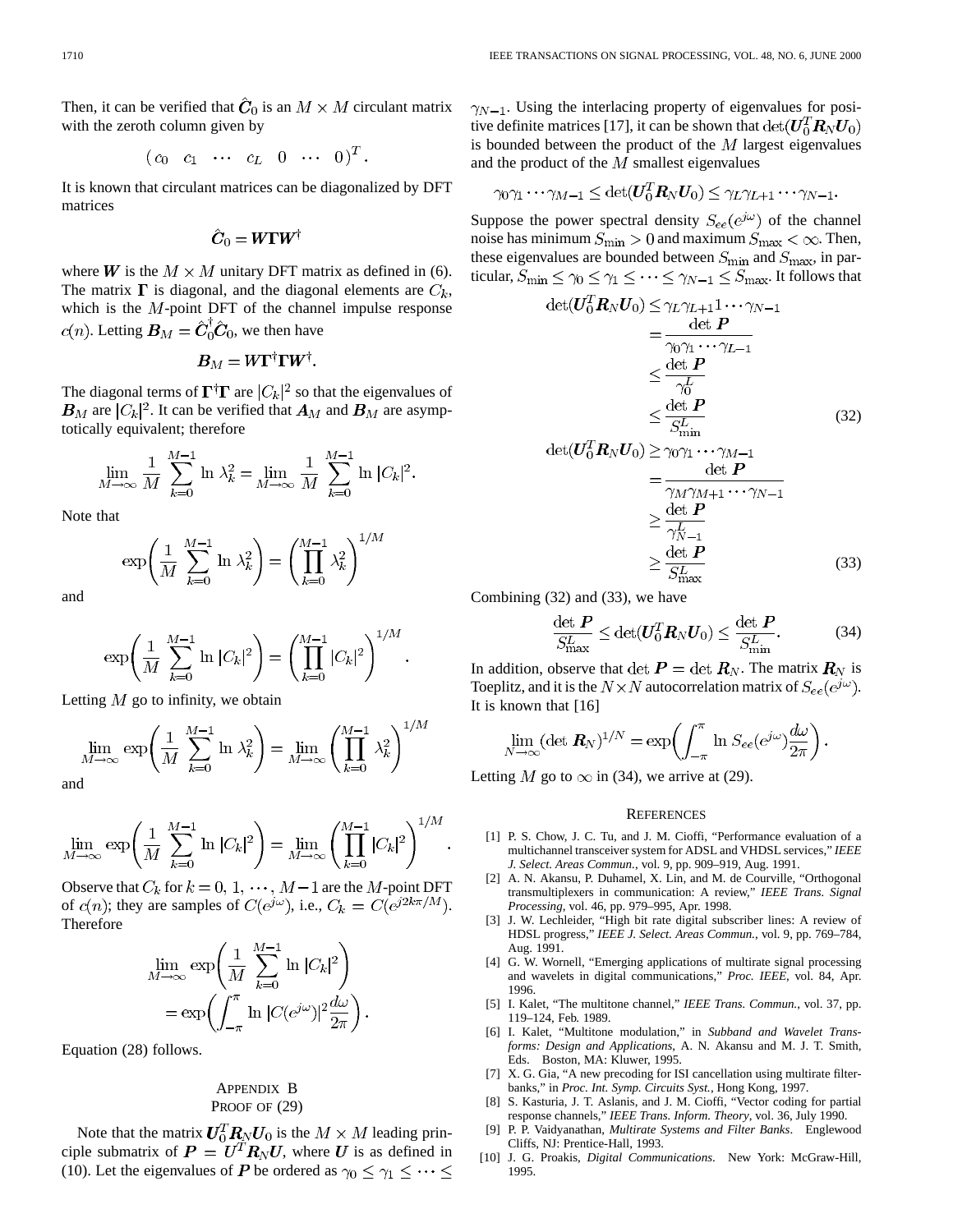Then, it can be verified that $\hat{\boldsymbol{C}}_0$ is an $M \times M$ circulant matrix with the zeroth column given by

$$(c_0 \quad c_1 \quad \cdots \quad c_L \quad 0 \quad \cdots \quad 0)^T.$$

It is known that circulant matrices can be diagonalized by DFT matrices

$$\hat{\boldsymbol{C}}_0 = \boldsymbol{W}\boldsymbol{\Gamma}\boldsymbol{W}^\dagger$$

where $\boldsymbol{W}$ is the $M \times M$ unitary DFT matrix as defined in (6). The matrix $\boldsymbol{\Gamma}$ is diagonal, and the diagonal elements are $C_k$, which is the $M$-point DFT of the channel impulse response $c(n)$. Letting $\boldsymbol{B}_M = \hat{\boldsymbol{C}}_0^\dagger \hat{\boldsymbol{C}}_0$, we then have

$$\boldsymbol{B}_M = \boldsymbol{W}\boldsymbol{\Gamma}^\dagger\boldsymbol{\Gamma}\boldsymbol{W}^\dagger.$$

The diagonal terms of $\boldsymbol{\Gamma}^\dagger\boldsymbol{\Gamma}$ are $|C_k|^2$ so that the eigenvalues of $\boldsymbol{B}_M$ are $|C_k|^2$. It can be verified that $\boldsymbol{A}_M$ and $\boldsymbol{B}_M$ are asymptotically equivalent; therefore

$$\lim_{M\to\infty} \frac{1}{M} \sum_{k=0}^{M-1} \ln \lambda_k^2 = \lim_{M\to\infty} \frac{1}{M} \sum_{k=0}^{M-1} \ln |C_k|^2.$$

Note that

$$\exp\left(\frac{1}{M} \sum_{k=0}^{M-1} \ln \lambda_k^2\right) = \left(\prod_{k=0}^{M-1} \lambda_k^2\right)^{1/M}$$

and

$$\exp\left(\frac{1}{M} \sum_{k=0}^{M-1} \ln |C_k|^2\right) = \left(\prod_{k=0}^{M-1} |C_k|^2\right)^{1/M}.$$

Letting $M$ go to infinity, we obtain

$$\lim_{M\to\infty} \exp\left(\frac{1}{M} \sum_{k=0}^{M-1} \ln \lambda_k^2\right) = \lim_{M\to\infty} \left(\prod_{k=0}^{M-1} \lambda_k^2\right)^{1/M}$$

and

$$\lim_{M\to\infty} \exp\left(\frac{1}{M} \sum_{k=0}^{M-1} \ln |C_k|^2\right) = \lim_{M\to\infty} \left(\prod_{k=0}^{M-1} |C_k|^2\right)^{1/M}.$$

Observe that $C_k$ for $k = 0, 1, \cdots, M-1$ are the $M$-point DFT of $c(n)$; they are samples of $C(e^{j\omega})$, i.e., $C_k = C(e^{j2k\pi/M})$. Therefore

$$\lim_{M\to\infty} \exp\left(\frac{1}{M} \sum_{k=0}^{M-1} \ln |C_k|^2\right) = \exp\left(\int_{-\pi}^{\pi} \ln |C(e^{j\omega})|^2 \frac{d\omega}{2\pi}\right).$$

Equation (28) follows.

## Appendix B
## Proof of (29)

Note that the matrix $\boldsymbol{U}_0^T \boldsymbol{R}_N \boldsymbol{U}_0$ is the $M \times M$ leading principle submatrix of $\boldsymbol{P} = \boldsymbol{U}^T \boldsymbol{R}_N \boldsymbol{U}$, where $\boldsymbol{U}$ is as defined in (10). Let the eigenvalues of $\boldsymbol{P}$ be ordered as $\gamma_0 \le \gamma_1 \le \cdots \le \gamma_{N-1}$. Using the interlacing property of eigenvalues for positive definite matrices [17], it can be shown that $\det(\boldsymbol{U}_0^T \boldsymbol{R}_N \boldsymbol{U}_0)$ is bounded between the product of the $M$ largest eigenvalues and the product of the $M$ smallest eigenvalues

$$\gamma_0 \gamma_1 \cdots \gamma_{M-1} \le \det(\boldsymbol{U}_0^T \boldsymbol{R}_N \boldsymbol{U}_0) \le \gamma_L \gamma_{L+1} \cdots \gamma_{N-1}.$$

Suppose the power spectral density $S_{ee}(e^{j\omega})$ of the channel noise has minimum $S_{\min} > 0$ and maximum $S_{\max} < \infty$. Then, these eigenvalues are bounded between $S_{\min}$ and $S_{\max}$, in particular, $S_{\min} \le \gamma_0 \le \gamma_1 \le \cdots \le \gamma_{N-1} \le S_{\max}$. It follows that

$$\begin{aligned}
\det(\boldsymbol{U}_0^T \boldsymbol{R}_N \boldsymbol{U}_0) &\le \gamma_L \gamma_{L+1} 1 \cdots \gamma_{N-1} \\
&= \frac{\det \boldsymbol{P}}{\gamma_0 \gamma_1 \cdots \gamma_{L-1}} \\
&\le \frac{\det \boldsymbol{P}}{\gamma_0^L} \\
&\le \frac{\det \boldsymbol{P}}{S_{\min}^L}
\end{aligned} \tag{32}$$

$$\begin{aligned}
\det(\boldsymbol{U}_0^T \boldsymbol{R}_N \boldsymbol{U}_0) &\ge \gamma_0 \gamma_1 \cdots \gamma_{M-1} \\
&= \frac{\det \boldsymbol{P}}{\gamma_M \gamma_{M+1} \cdots \gamma_{N-1}} \\
&\ge \frac{\det \boldsymbol{P}}{\gamma_{N-1}^L} \\
&\ge \frac{\det \boldsymbol{P}}{S_{\max}^L}
\end{aligned} \tag{33}$$

Combining (32) and (33), we have

$$\frac{\det \boldsymbol{P}}{S_{\max}^L} \le \det(\boldsymbol{U}_0^T \boldsymbol{R}_N \boldsymbol{U}_0) \le \frac{\det \boldsymbol{P}}{S_{\min}^L}. \tag{34}$$

In addition, observe that $\det \boldsymbol{P} = \det \boldsymbol{R}_N$. The matrix $\boldsymbol{R}_N$ is Toeplitz, and it is the $N \times N$ autocorrelation matrix of $S_{ee}(e^{j\omega})$. It is known that [16]

$$\lim_{N\to\infty} (\det \boldsymbol{R}_N)^{1/N} = \exp\left(\int_{-\pi}^{\pi} \ln S_{ee}(e^{j\omega}) \frac{d\omega}{2\pi}\right).$$

Letting $M$ go to $\infty$ in (34), we arrive at (29).

## References

[1] P. S. Chow, J. C. Tu, and J. M. Cioffi, "Performance evaluation of a multichannel transceiver system for ADSL and VHDSL services," *IEEE J. Select. Areas Commun.*, vol. 9, pp. 909–919, Aug. 1991.

[2] A. N. Akansu, P. Duhamel, X. Lin, and M. de Courville, "Orthogonal transmultiplexers in communication: A review," *IEEE Trans. Signal Processing*, vol. 46, pp. 979–995, Apr. 1998.

[3] J. W. Lechleider, "High bit rate digital subscriber lines: A review of HDSL progress," *IEEE J. Select. Areas Commun.*, vol. 9, pp. 769–784, Aug. 1991.

[4] G. W. Wornell, "Emerging applications of multirate signal processing and wavelets in digital communications," *Proc. IEEE*, vol. 84, Apr. 1996.

[5] I. Kalet, "The multitone channel," *IEEE Trans. Commun.*, vol. 37, pp. 119–124, Feb. 1989.

[6] I. Kalet, "Multitone modulation," in *Subband and Wavelet Transforms: Design and Applications*, A. N. Akansu and M. J. T. Smith, Eds. Boston, MA: Kluwer, 1995.

[7] X. G. Gia, "A new precoding for ISI cancellation using multirate filterbanks," in *Proc. Int. Symp. Circuits Syst.*, Hong Kong, 1997.

[8] S. Kasturia, J. T. Aslanis, and J. M. Cioffi, "Vector coding for partial response channels," *IEEE Trans. Inform. Theory*, vol. 36, July 1990.

[9] P. P. Vaidyanathan, *Multirate Systems and Filter Banks*. Englewood Cliffs, NJ: Prentice-Hall, 1993.

[10] J. G. Proakis, *Digital Communications*. New York: McGraw-Hill, 1995.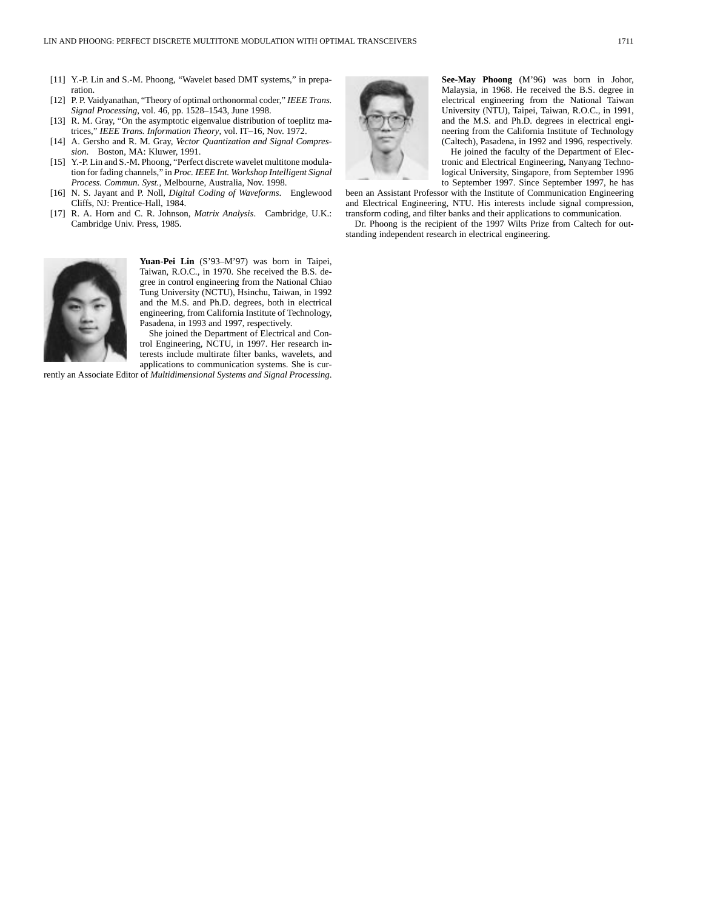[11] Y.-P. Lin and S.-M. Phoong, "Wavelet based DMT systems," in preparation.

[12] P. P. Vaidyanathan, "Theory of optimal orthonormal coder," *IEEE Trans. Signal Processing*, vol. 46, pp. 1528–1543, June 1998.

[13] R. M. Gray, "On the asymptotic eigenvalue distribution of toeplitz matrices," *IEEE Trans. Information Theory*, vol. IT–16, Nov. 1972.

[14] A. Gersho and R. M. Gray, *Vector Quantization and Signal Compression*. Boston, MA: Kluwer, 1991.

[15] Y.-P. Lin and S.-M. Phoong, "Perfect discrete wavelet multitone modulation for fading channels," in *Proc. IEEE Int. Workshop Intelligent Signal Process. Commun. Syst.*, Melbourne, Australia, Nov. 1998.

[16] N. S. Jayant and P. Noll, *Digital Coding of Waveforms*. Englewood Cliffs, NJ: Prentice-Hall, 1984.

[17] R. A. Horn and C. R. Johnson, *Matrix Analysis*. Cambridge, U.K.: Cambridge Univ. Press, 1985.

**Yuan-Pei Lin** (S'93–M'97) was born in Taipei, Taiwan, R.O.C., in 1970. She received the B.S. degree in control engineering from the National Chiao Tung University (NCTU), Hsinchu, Taiwan, in 1992 and the M.S. and Ph.D. degrees, both in electrical engineering, from California Institute of Technology, Pasadena, in 1993 and 1997, respectively.

She joined the Department of Electrical and Control Engineering, NCTU, in 1997. Her research interests include multirate filter banks, wavelets, and applications to communication systems. She is currently an Associate Editor of *Multidimensional Systems and Signal Processing*.

**See-May Phoong** (M'96) was born in Johor, Malaysia, in 1968. He received the B.S. degree in electrical engineering from the National Taiwan University (NTU), Taipei, Taiwan, R.O.C., in 1991, and the M.S. and Ph.D. degrees in electrical engineering from the California Institute of Technology (Caltech), Pasadena, in 1992 and 1996, respectively.

He joined the faculty of the Department of Electronic and Electrical Engineering, Nanyang Technological University, Singapore, from September 1996 to September 1997. Since September 1997, he has been an Assistant Professor with the Institute of Communication Engineering and Electrical Engineering, NTU. His interests include signal compression, transform coding, and filter banks and their applications to communication.

Dr. Phoong is the recipient of the 1997 Wilts Prize from Caltech for outstanding independent research in electrical engineering.